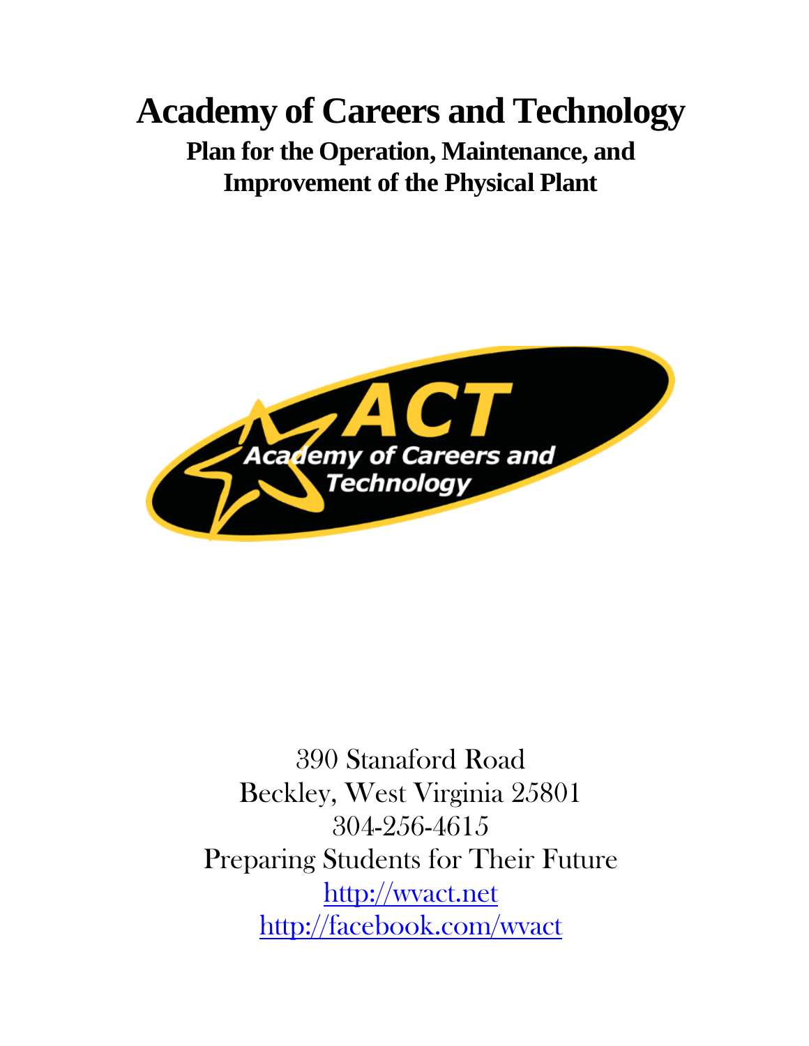# Academy of Careers and Technology

## Plan for the Operation, Maintenance, and Improvement of the Physical Plant

ACT
Academy of Careers and Technology

390 Stanaford Road
Beckley, West Virginia 25801
304-256-4615
Preparing Students for Their Future
http://wvact.net
http://facebook.com/wvact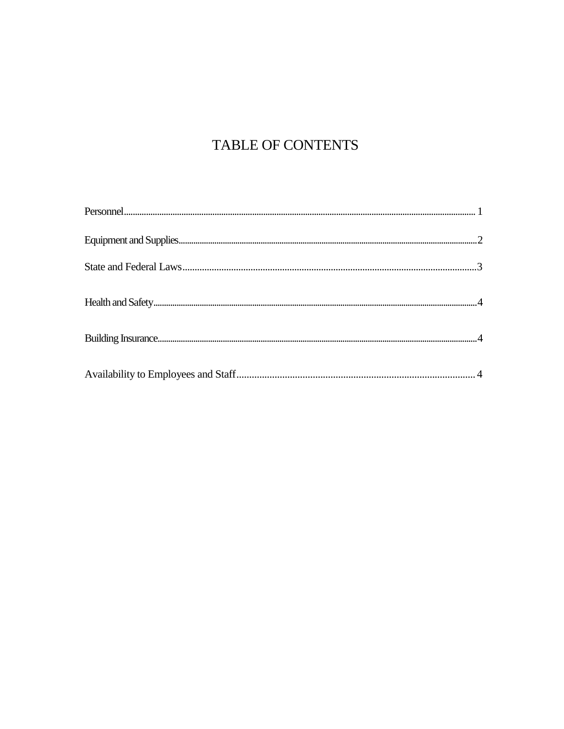# TABLE OF CONTENTS

Personnel........................................................................................................ 1

Equipment and Supplies........................................................................................2

State and Federal Laws........................................................................................3

Health and Safety.................................................................................................4

Building Insurance................................................................................................4

Availability to Employees and Staff...................................................................... 4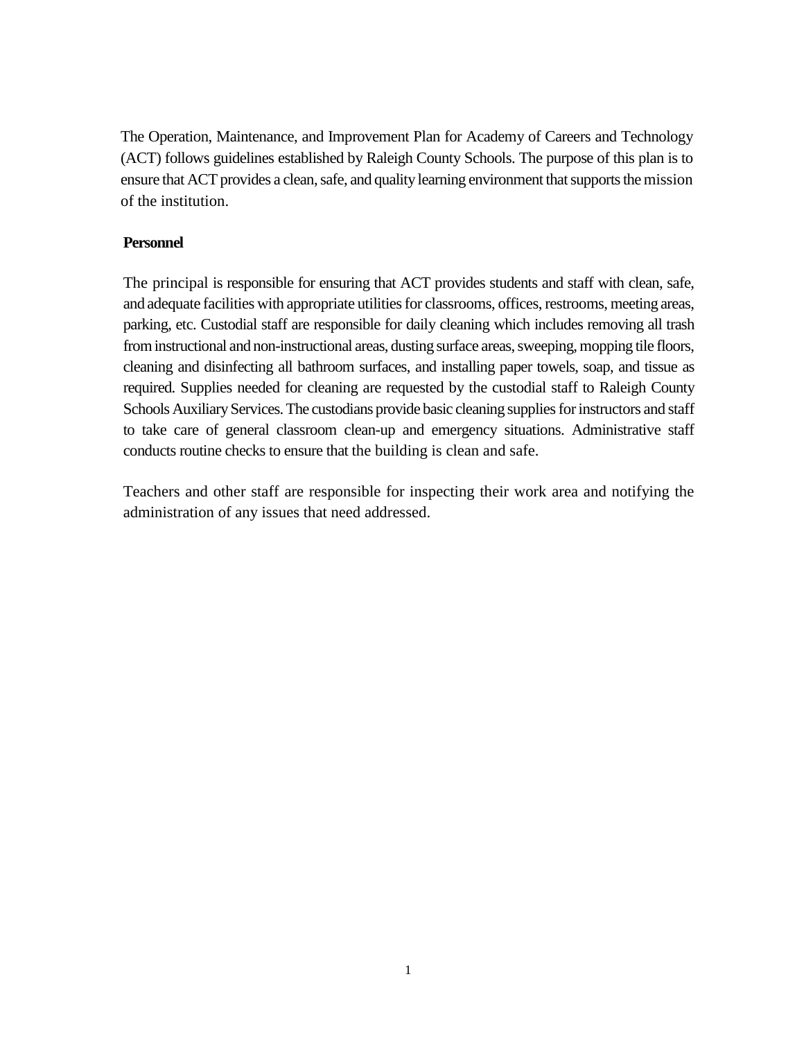The Operation, Maintenance, and Improvement Plan for Academy of Careers and Technology (ACT) follows guidelines established by Raleigh County Schools. The purpose of this plan is to ensure that ACT provides a clean, safe, and quality learning environment that supports the mission of the institution.

**Personnel**

The principal is responsible for ensuring that ACT provides students and staff with clean, safe, and adequate facilities with appropriate utilities for classrooms, offices, restrooms, meeting areas, parking, etc. Custodial staff are responsible for daily cleaning which includes removing all trash from instructional and non-instructional areas, dusting surface areas, sweeping, mopping tile floors, cleaning and disinfecting all bathroom surfaces, and installing paper towels, soap, and tissue as required. Supplies needed for cleaning are requested by the custodial staff to Raleigh County Schools Auxiliary Services. The custodians provide basic cleaning supplies for instructors and staff to take care of general classroom clean-up and emergency situations. Administrative staff conducts routine checks to ensure that the building is clean and safe.

Teachers and other staff are responsible for inspecting their work area and notifying the administration of any issues that need addressed.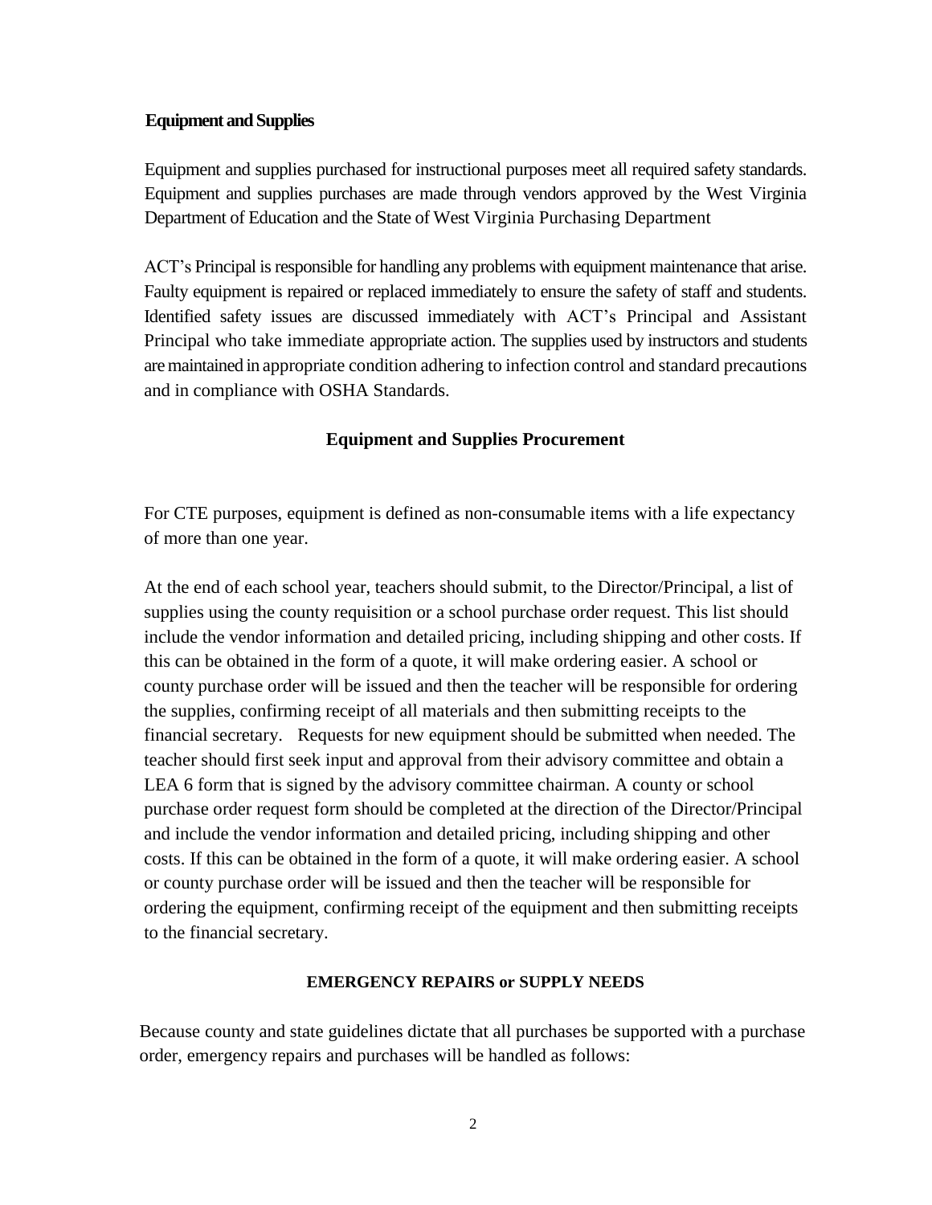## Equipment and Supplies

Equipment and supplies purchased for instructional purposes meet all required safety standards. Equipment and supplies purchases are made through vendors approved by the West Virginia Department of Education and the State of West Virginia Purchasing Department

ACT's Principal is responsible for handling any problems with equipment maintenance that arise. Faulty equipment is repaired or replaced immediately to ensure the safety of staff and students. Identified safety issues are discussed immediately with ACT's Principal and Assistant Principal who take immediate appropriate action. The supplies used by instructors and students are maintained in appropriate condition adhering to infection control and standard precautions and in compliance with OSHA Standards.

## Equipment and Supplies Procurement

For CTE purposes, equipment is defined as non-consumable items with a life expectancy of more than one year.

At the end of each school year, teachers should submit, to the Director/Principal, a list of supplies using the county requisition or a school purchase order request. This list should include the vendor information and detailed pricing, including shipping and other costs. If this can be obtained in the form of a quote, it will make ordering easier. A school or county purchase order will be issued and then the teacher will be responsible for ordering the supplies, confirming receipt of all materials and then submitting receipts to the financial secretary. Requests for new equipment should be submitted when needed. The teacher should first seek input and approval from their advisory committee and obtain a LEA 6 form that is signed by the advisory committee chairman. A county or school purchase order request form should be completed at the direction of the Director/Principal and include the vendor information and detailed pricing, including shipping and other costs. If this can be obtained in the form of a quote, it will make ordering easier. A school or county purchase order will be issued and then the teacher will be responsible for ordering the equipment, confirming receipt of the equipment and then submitting receipts to the financial secretary.

### EMERGENCY REPAIRS or SUPPLY NEEDS

Because county and state guidelines dictate that all purchases be supported with a purchase order, emergency repairs and purchases will be handled as follows: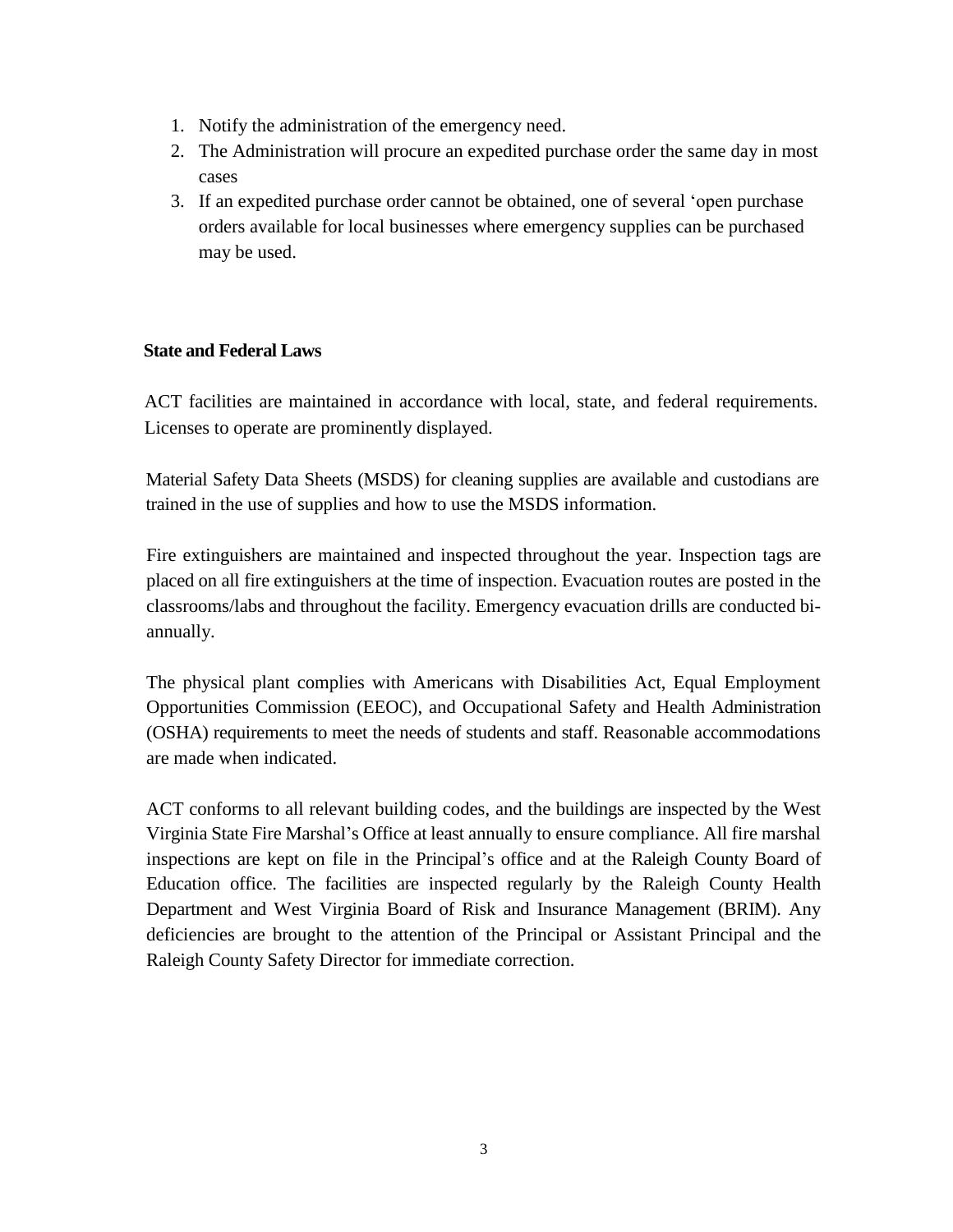1. Notify the administration of the emergency need.
2. The Administration will procure an expedited purchase order the same day in most cases
3. If an expedited purchase order cannot be obtained, one of several 'open purchase orders available for local businesses where emergency supplies can be purchased may be used.

## State and Federal Laws

ACT facilities are maintained in accordance with local, state, and federal requirements. Licenses to operate are prominently displayed.

Material Safety Data Sheets (MSDS) for cleaning supplies are available and custodians are trained in the use of supplies and how to use the MSDS information.

Fire extinguishers are maintained and inspected throughout the year. Inspection tags are placed on all fire extinguishers at the time of inspection. Evacuation routes are posted in the classrooms/labs and throughout the facility. Emergency evacuation drills are conducted bi-annually.

The physical plant complies with Americans with Disabilities Act, Equal Employment Opportunities Commission (EEOC), and Occupational Safety and Health Administration (OSHA) requirements to meet the needs of students and staff. Reasonable accommodations are made when indicated.

ACT conforms to all relevant building codes, and the buildings are inspected by the West Virginia State Fire Marshal's Office at least annually to ensure compliance. All fire marshal inspections are kept on file in the Principal's office and at the Raleigh County Board of Education office. The facilities are inspected regularly by the Raleigh County Health Department and West Virginia Board of Risk and Insurance Management (BRIM). Any deficiencies are brought to the attention of the Principal or Assistant Principal and the Raleigh County Safety Director for immediate correction.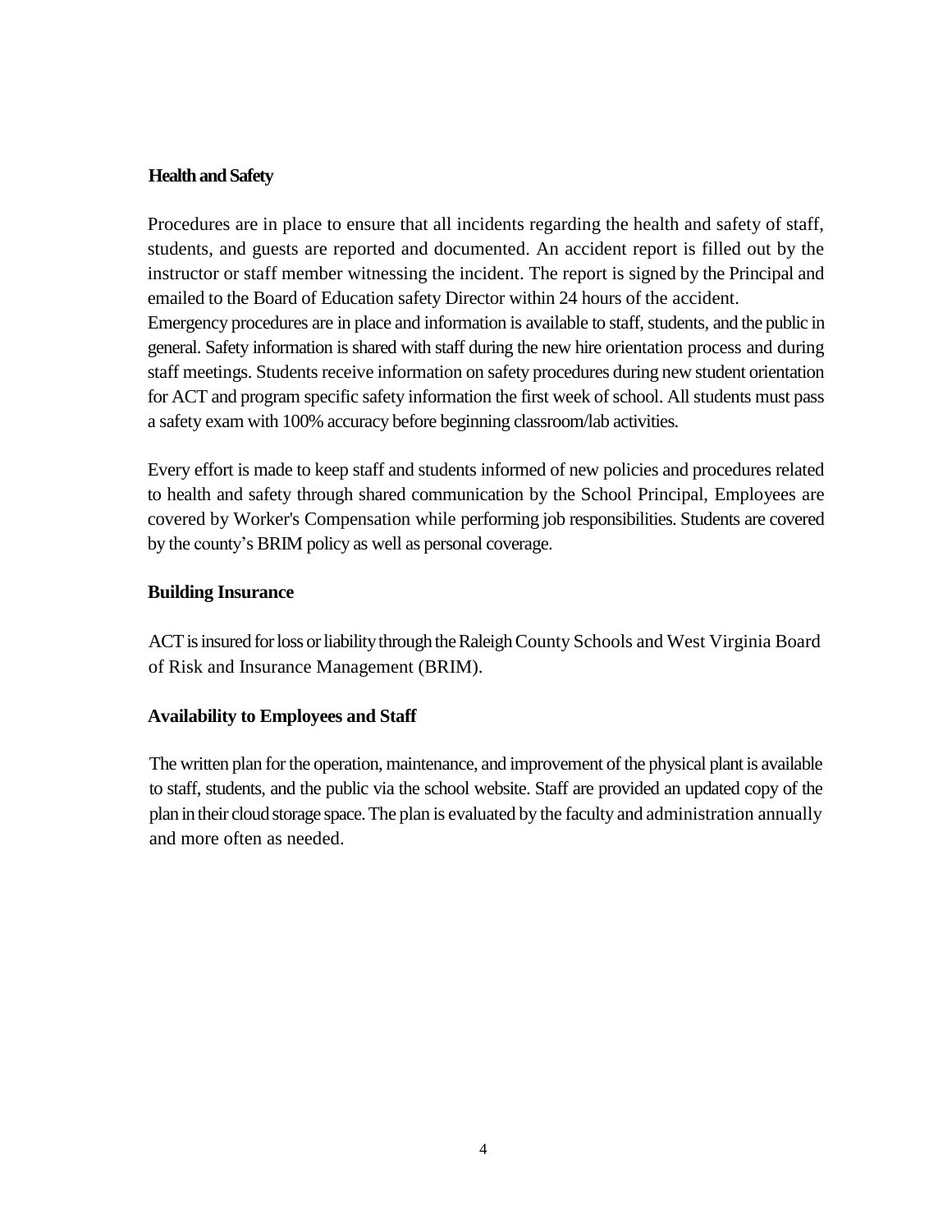**Health and Safety**

Procedures are in place to ensure that all incidents regarding the health and safety of staff, students, and guests are reported and documented. An accident report is filled out by the instructor or staff member witnessing the incident. The report is signed by the Principal and emailed to the Board of Education safety Director within 24 hours of the accident.
Emergency procedures are in place and information is available to staff, students, and the public in general. Safety information is shared with staff during the new hire orientation process and during staff meetings. Students receive information on safety procedures during new student orientation for ACT and program specific safety information the first week of school. All students must pass a safety exam with 100% accuracy before beginning classroom/lab activities.

Every effort is made to keep staff and students informed of new policies and procedures related to health and safety through shared communication by the School Principal, Employees are covered by Worker's Compensation while performing job responsibilities. Students are covered by the county's BRIM policy as well as personal coverage.

**Building Insurance**

ACT is insured for loss or liability through the Raleigh County Schools and West Virginia Board of Risk and Insurance Management (BRIM).

**Availability to Employees and Staff**

The written plan for the operation, maintenance, and improvement of the physical plant is available to staff, students, and the public via the school website. Staff are provided an updated copy of the plan in their cloud storage space. The plan is evaluated by the faculty and administration annually and more often as needed.